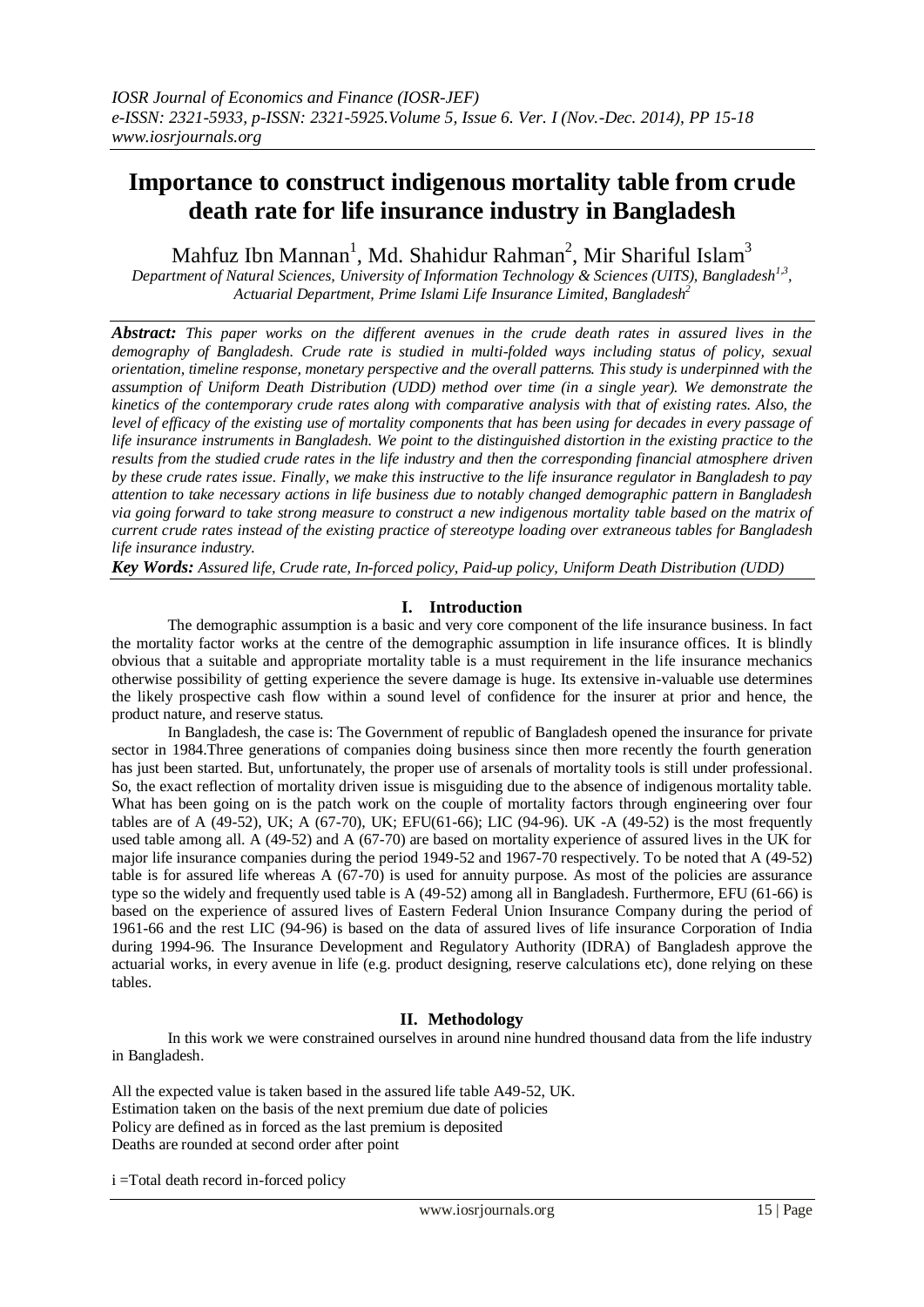# Importance to construct indigenous mortality table from crude death rate for life insurance industry in Bangladesh

Mahfuz Ibn Mannan[1], Md. Shahidur Rahman[2], Mir Shariful Islam[3]

*Department of Natural Sciences, University of Information Technology & Sciences (UITS), Bangladesh[1,3], Actuarial Department, Prime Islami Life Insurance Limited, Bangladesh[2]*

***Abstract:*** *This paper works on the different avenues in the crude death rates in assured lives in the demography of Bangladesh. Crude rate is studied in multi-folded ways including status of policy, sexual orientation, timeline response, monetary perspective and the overall patterns. This study is underpinned with the assumption of Uniform Death Distribution (UDD) method over time (in a single year). We demonstrate the kinetics of the contemporary crude rates along with comparative analysis with that of existing rates. Also, the level of efficacy of the existing use of mortality components that has been using for decades in every passage of life insurance instruments in Bangladesh. We point to the distinguished distortion in the existing practice to the results from the studied crude rates in the life industry and then the corresponding financial atmosphere driven by these crude rates issue. Finally, we make this instructive to the life insurance regulator in Bangladesh to pay attention to take necessary actions in life business due to notably changed demographic pattern in Bangladesh via going forward to take strong measure to construct a new indigenous mortality table based on the matrix of current crude rates instead of the existing practice of stereotype loading over extraneous tables for Bangladesh life insurance industry.*

***Key Words:*** *Assured life, Crude rate, In-forced policy, Paid-up policy, Uniform Death Distribution (UDD)*

## I. Introduction

The demographic assumption is a basic and very core component of the life insurance business. In fact the mortality factor works at the centre of the demographic assumption in life insurance offices. It is blindly obvious that a suitable and appropriate mortality table is a must requirement in the life insurance mechanics otherwise possibility of getting experience the severe damage is huge. Its extensive in-valuable use determines the likely prospective cash flow within a sound level of confidence for the insurer at prior and hence, the product nature, and reserve status.

In Bangladesh, the case is: The Government of republic of Bangladesh opened the insurance for private sector in 1984.Three generations of companies doing business since then more recently the fourth generation has just been started. But, unfortunately, the proper use of arsenals of mortality tools is still under professional. So, the exact reflection of mortality driven issue is misguiding due to the absence of indigenous mortality table. What has been going on is the patch work on the couple of mortality factors through engineering over four tables are of A (49-52), UK; A (67-70), UK; EFU(61-66); LIC (94-96). UK -A (49-52) is the most frequently used table among all. A (49-52) and A (67-70) are based on mortality experience of assured lives in the UK for major life insurance companies during the period 1949-52 and 1967-70 respectively. To be noted that A (49-52) table is for assured life whereas A (67-70) is used for annuity purpose. As most of the policies are assurance type so the widely and frequently used table is A (49-52) among all in Bangladesh. Furthermore, EFU (61-66) is based on the experience of assured lives of Eastern Federal Union Insurance Company during the period of 1961-66 and the rest LIC (94-96) is based on the data of assured lives of life insurance Corporation of India during 1994-96. The Insurance Development and Regulatory Authority (IDRA) of Bangladesh approve the actuarial works, in every avenue in life (e.g. product designing, reserve calculations etc), done relying on these tables.

## II. Methodology

In this work we were constrained ourselves in around nine hundred thousand data from the life industry in Bangladesh.

All the expected value is taken based in the assured life table A49-52, UK.
Estimation taken on the basis of the next premium due date of policies
Policy are defined as in forced as the last premium is deposited
Deaths are rounded at second order after point

i =Total death record in-forced policy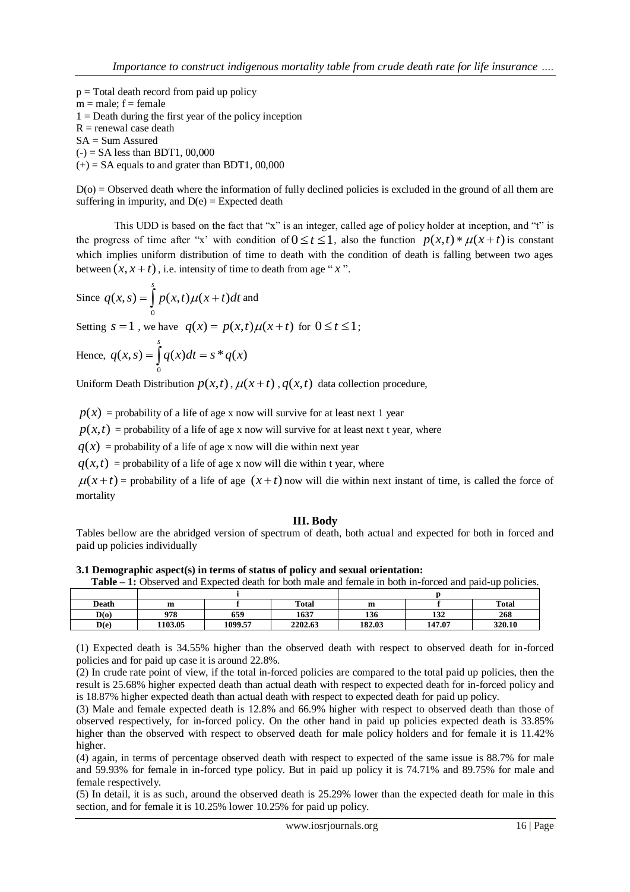p = Total death record from paid up policy
m = male; f = female
1 = Death during the first year of the policy inception
R = renewal case death
SA = Sum Assured
(-) = SA less than BDT1, 00,000
(+) = SA equals to and grater than BDT1, 00,000

D(o) = Observed death where the information of fully declined policies is excluded in the ground of all them are suffering in impurity, and D(e) = Expected death

This UDD is based on the fact that "x" is an integer, called age of policy holder at inception, and "t" is the progress of time after "x' with condition of $0 \leq t \leq 1$, also the function $p(x,t) * \mu(x+t)$ is constant which implies uniform distribution of time to death with the condition of death is falling between two ages between $(x, x+t)$, i.e. intensity of time to death from age "$x$".

Since $q(x,s) = \int_0^s p(x,t)\mu(x+t)dt$ and

Setting $s = 1$, we have $q(x) = p(x,t)\mu(x+t)$ for $0 \leq t \leq 1$;

Hence, $q(x,s) = \int_0^s q(x)dt = s * q(x)$

Uniform Death Distribution $p(x,t)$, $\mu(x+t)$, $q(x,t)$ data collection procedure,

$p(x)$ = probability of a life of age x now will survive for at least next 1 year

$p(x,t)$ = probability of a life of age x now will survive for at least next t year, where

$q(x)$ = probability of a life of age x now will die within next year

$q(x,t)$ = probability of a life of age x now will die within t year, where

$\mu(x+t)$ = probability of a life of age $(x+t)$ now will die within next instant of time, is called the force of mortality

## III. Body

Tables bellow are the abridged version of spectrum of death, both actual and expected for both in forced and paid up policies individually

### 3.1 Demographic aspect(s) in terms of status of policy and sexual orientation:

**Table – 1:** Observed and Expected death for both male and female in both in-forced and paid-up policies.

| | i | | | p | | |
|---|---|---|---|---|---|---|
| **Death** | **m** | **f** | **Total** | **m** | **f** | **Total** |
| **D(o)** | **978** | **659** | **1637** | **136** | **132** | **268** |
| **D(e)** | **1103.05** | **1099.57** | **2202.63** | **182.03** | **147.07** | **320.10** |

(1) Expected death is 34.55% higher than the observed death with respect to observed death for in-forced policies and for paid up case it is around 22.8%.

(2) In crude rate point of view, if the total in-forced policies are compared to the total paid up policies, then the result is 25.68% higher expected death than actual death with respect to expected death for in-forced policy and is 18.87% higher expected death than actual death with respect to expected death for paid up policy.

(3) Male and female expected death is 12.8% and 66.9% higher with respect to observed death than those of observed respectively, for in-forced policy. On the other hand in paid up policies expected death is 33.85% higher than the observed with respect to observed death for male policy holders and for female it is 11.42% higher.

(4) again, in terms of percentage observed death with respect to expected of the same issue is 88.7% for male and 59.93% for female in in-forced type policy. But in paid up policy it is 74.71% and 89.75% for male and female respectively.

(5) In detail, it is as such, around the observed death is 25.29% lower than the expected death for male in this section, and for female it is 10.25% lower 10.25% for paid up policy.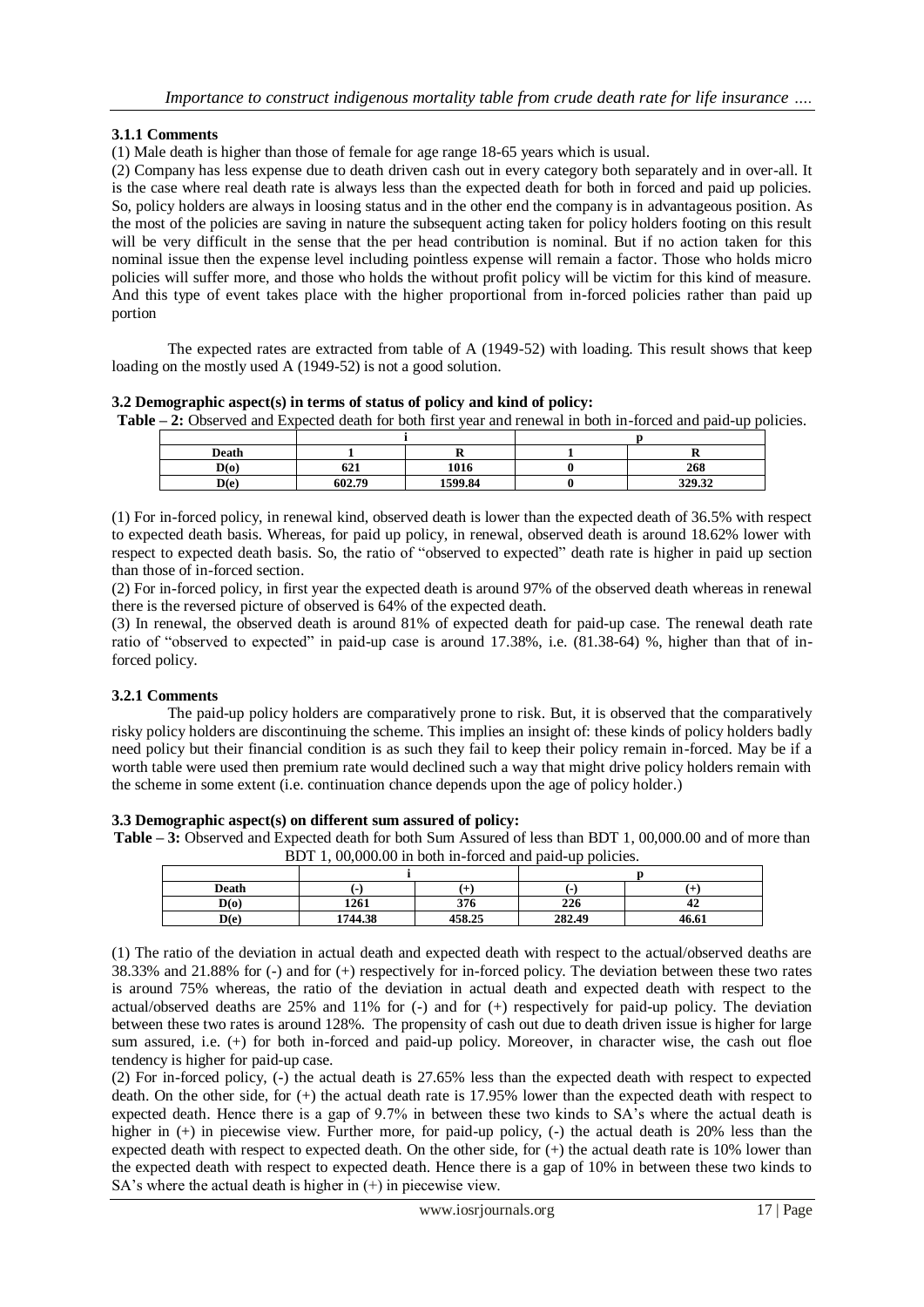### 3.1.1 Comments

(1) Male death is higher than those of female for age range 18-65 years which is usual.

(2) Company has less expense due to death driven cash out in every category both separately and in over-all. It is the case where real death rate is always less than the expected death for both in forced and paid up policies. So, policy holders are always in loosing status and in the other end the company is in advantageous position. As the most of the policies are saving in nature the subsequent acting taken for policy holders footing on this result will be very difficult in the sense that the per head contribution is nominal. But if no action taken for this nominal issue then the expense level including pointless expense will remain a factor. Those who holds micro policies will suffer more, and those who holds the without profit policy will be victim for this kind of measure. And this type of event takes place with the higher proportional from in-forced policies rather than paid up portion

The expected rates are extracted from table of A (1949-52) with loading. This result shows that keep loading on the mostly used A (1949-52) is not a good solution.

### 3.2 Demographic aspect(s) in terms of status of policy and kind of policy:

**Table – 2:** Observed and Expected death for both first year and renewal in both in-forced and paid-up policies.

| | i | | p | |
|---|---|---|---|---|
| **Death** | **1** | **R** | **1** | **R** |
| **D(o)** | 621 | 1016 | 0 | 268 |
| **D(e)** | 602.79 | 1599.84 | 0 | 329.32 |

(1) For in-forced policy, in renewal kind, observed death is lower than the expected death of 36.5% with respect to expected death basis. Whereas, for paid up policy, in renewal, observed death is around 18.62% lower with respect to expected death basis. So, the ratio of "observed to expected" death rate is higher in paid up section than those of in-forced section.

(2) For in-forced policy, in first year the expected death is around 97% of the observed death whereas in renewal there is the reversed picture of observed is 64% of the expected death.

(3) In renewal, the observed death is around 81% of expected death for paid-up case. The renewal death rate ratio of "observed to expected" in paid-up case is around 17.38%, i.e. (81.38-64) %, higher than that of in-forced policy.

### 3.2.1 Comments

The paid-up policy holders are comparatively prone to risk. But, it is observed that the comparatively risky policy holders are discontinuing the scheme. This implies an insight of: these kinds of policy holders badly need policy but their financial condition is as such they fail to keep their policy remain in-forced. May be if a worth table were used then premium rate would declined such a way that might drive policy holders remain with the scheme in some extent (i.e. continuation chance depends upon the age of policy holder.)

### 3.3 Demographic aspect(s) on different sum assured of policy:

**Table – 3:** Observed and Expected death for both Sum Assured of less than BDT 1, 00,000.00 and of more than BDT 1, 00,000.00 in both in-forced and paid-up policies.

| | i | | p | |
|---|---|---|---|---|
| **Death** | **(-)** | **(+)** | **(-)** | **(+)** |
| **D(o)** | 1261 | 376 | 226 | 42 |
| **D(e)** | 1744.38 | 458.25 | 282.49 | 46.61 |

(1) The ratio of the deviation in actual death and expected death with respect to the actual/observed deaths are 38.33% and 21.88% for (-) and for (+) respectively for in-forced policy. The deviation between these two rates is around 75% whereas, the ratio of the deviation in actual death and expected death with respect to the actual/observed deaths are 25% and 11% for (-) and for (+) respectively for paid-up policy. The deviation between these two rates is around 128%. The propensity of cash out due to death driven issue is higher for large sum assured, i.e. (+) for both in-forced and paid-up policy. Moreover, in character wise, the cash out floe tendency is higher for paid-up case.

(2) For in-forced policy, (-) the actual death is 27.65% less than the expected death with respect to expected death. On the other side, for (+) the actual death rate is 17.95% lower than the expected death with respect to expected death. Hence there is a gap of 9.7% in between these two kinds to SA's where the actual death is higher in (+) in piecewise view. Further more, for paid-up policy, (-) the actual death is 20% less than the expected death with respect to expected death. On the other side, for (+) the actual death rate is 10% lower than the expected death with respect to expected death. Hence there is a gap of 10% in between these two kinds to SA's where the actual death is higher in (+) in piecewise view.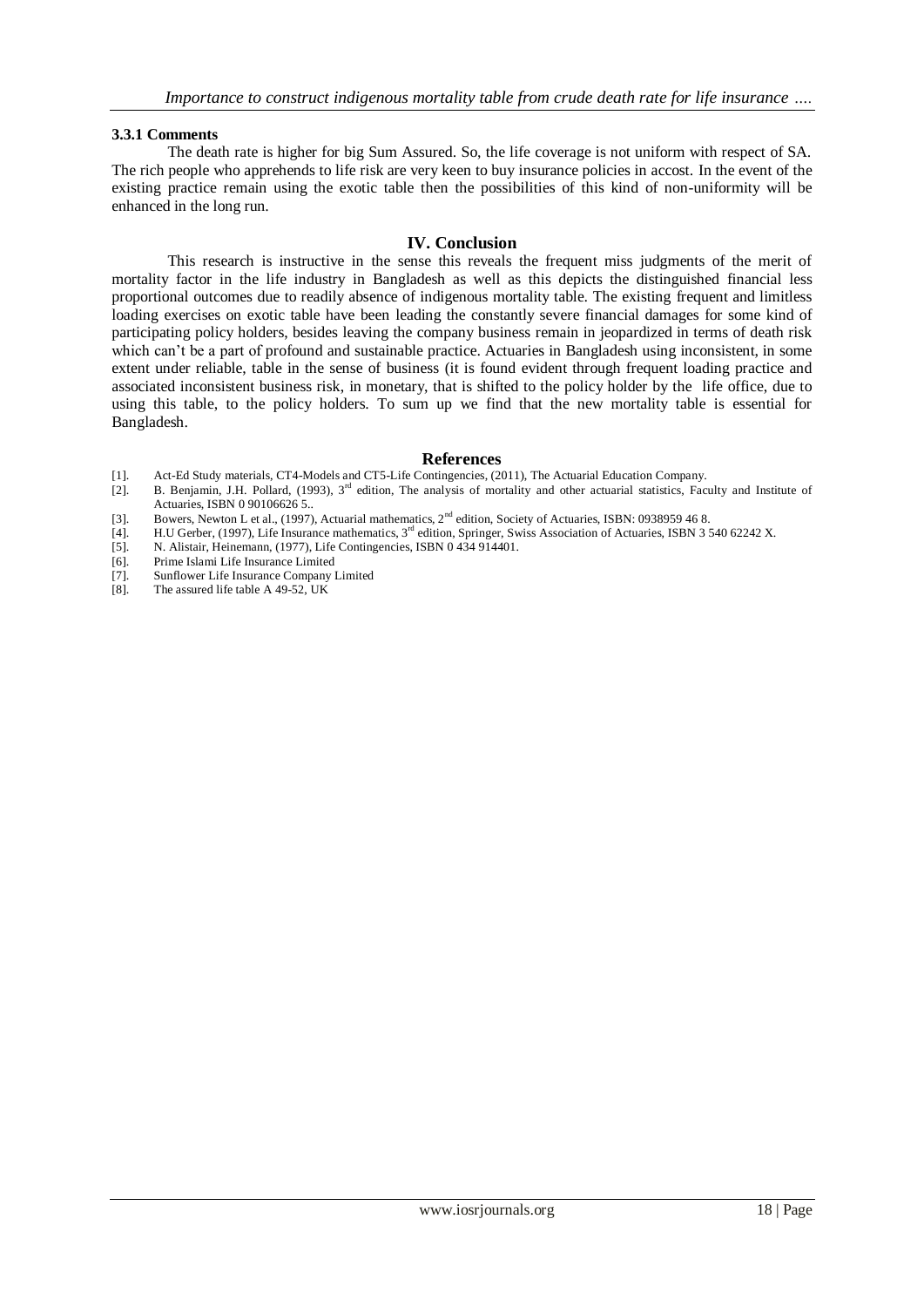### 3.3.1 Comments

The death rate is higher for big Sum Assured. So, the life coverage is not uniform with respect of SA. The rich people who apprehends to life risk are very keen to buy insurance policies in accost. In the event of the existing practice remain using the exotic table then the possibilities of this kind of non-uniformity will be enhanced in the long run.

## IV. Conclusion

This research is instructive in the sense this reveals the frequent miss judgments of the merit of mortality factor in the life industry in Bangladesh as well as this depicts the distinguished financial less proportional outcomes due to readily absence of indigenous mortality table. The existing frequent and limitless loading exercises on exotic table have been leading the constantly severe financial damages for some kind of participating policy holders, besides leaving the company business remain in jeopardized in terms of death risk which can't be a part of profound and sustainable practice. Actuaries in Bangladesh using inconsistent, in some extent under reliable, table in the sense of business (it is found evident through frequent loading practice and associated inconsistent business risk, in monetary, that is shifted to the policy holder by the life office, due to using this table, to the policy holders. To sum up we find that the new mortality table is essential for Bangladesh.

## References

[1]. Act-Ed Study materials, CT4-Models and CT5-Life Contingencies, (2011), The Actuarial Education Company.
[2]. B. Benjamin, J.H. Pollard, (1993), 3rd edition, The analysis of mortality and other actuarial statistics, Faculty and Institute of Actuaries, ISBN 0 90106626 5..
[3]. Bowers, Newton L et al., (1997), Actuarial mathematics, 2nd edition, Society of Actuaries, ISBN: 0938959 46 8.
[4]. H.U Gerber, (1997), Life Insurance mathematics, 3rd edition, Springer, Swiss Association of Actuaries, ISBN 3 540 62242 X.
[5]. N. Alistair, Heinemann, (1977), Life Contingencies, ISBN 0 434 914401.
[6]. Prime Islami Life Insurance Limited
[7]. Sunflower Life Insurance Company Limited
[8]. The assured life table A 49-52, UK